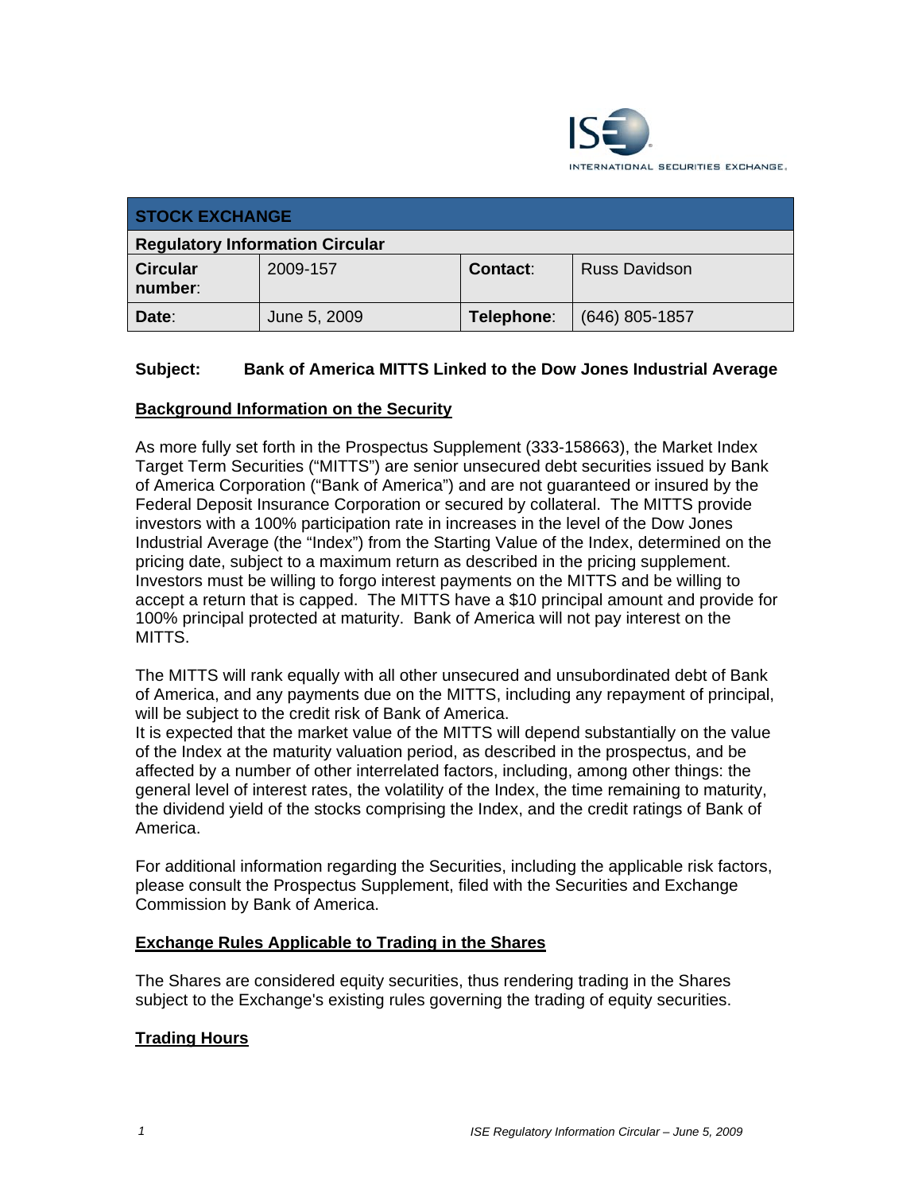ISE INTERNATIONAL SECURITIES EXCHANGE.

| STOCK EXCHANGE | | | |
|---|---|---|---|
| **Regulatory Information Circular** | | | |
| **Circular number**: | 2009-157 | **Contact**: | Russ Davidson |
| **Date**: | June 5, 2009 | **Telephone**: | (646) 805-1857 |

**Subject: Bank of America MITTS Linked to the Dow Jones Industrial Average**

## Background Information on the Security

As more fully set forth in the Prospectus Supplement (333-158663), the Market Index Target Term Securities ("MITTS") are senior unsecured debt securities issued by Bank of America Corporation ("Bank of America") and are not guaranteed or insured by the Federal Deposit Insurance Corporation or secured by collateral. The MITTS provide investors with a 100% participation rate in increases in the level of the Dow Jones Industrial Average (the "Index") from the Starting Value of the Index, determined on the pricing date, subject to a maximum return as described in the pricing supplement. Investors must be willing to forgo interest payments on the MITTS and be willing to accept a return that is capped. The MITTS have a $10 principal amount and provide for 100% principal protected at maturity. Bank of America will not pay interest on the MITTS.

The MITTS will rank equally with all other unsecured and unsubordinated debt of Bank of America, and any payments due on the MITTS, including any repayment of principal, will be subject to the credit risk of Bank of America.
It is expected that the market value of the MITTS will depend substantially on the value of the Index at the maturity valuation period, as described in the prospectus, and be affected by a number of other interrelated factors, including, among other things: the general level of interest rates, the volatility of the Index, the time remaining to maturity, the dividend yield of the stocks comprising the Index, and the credit ratings of Bank of America.

For additional information regarding the Securities, including the applicable risk factors, please consult the Prospectus Supplement, filed with the Securities and Exchange Commission by Bank of America.

## Exchange Rules Applicable to Trading in the Shares

The Shares are considered equity securities, thus rendering trading in the Shares subject to the Exchange's existing rules governing the trading of equity securities.

## Trading Hours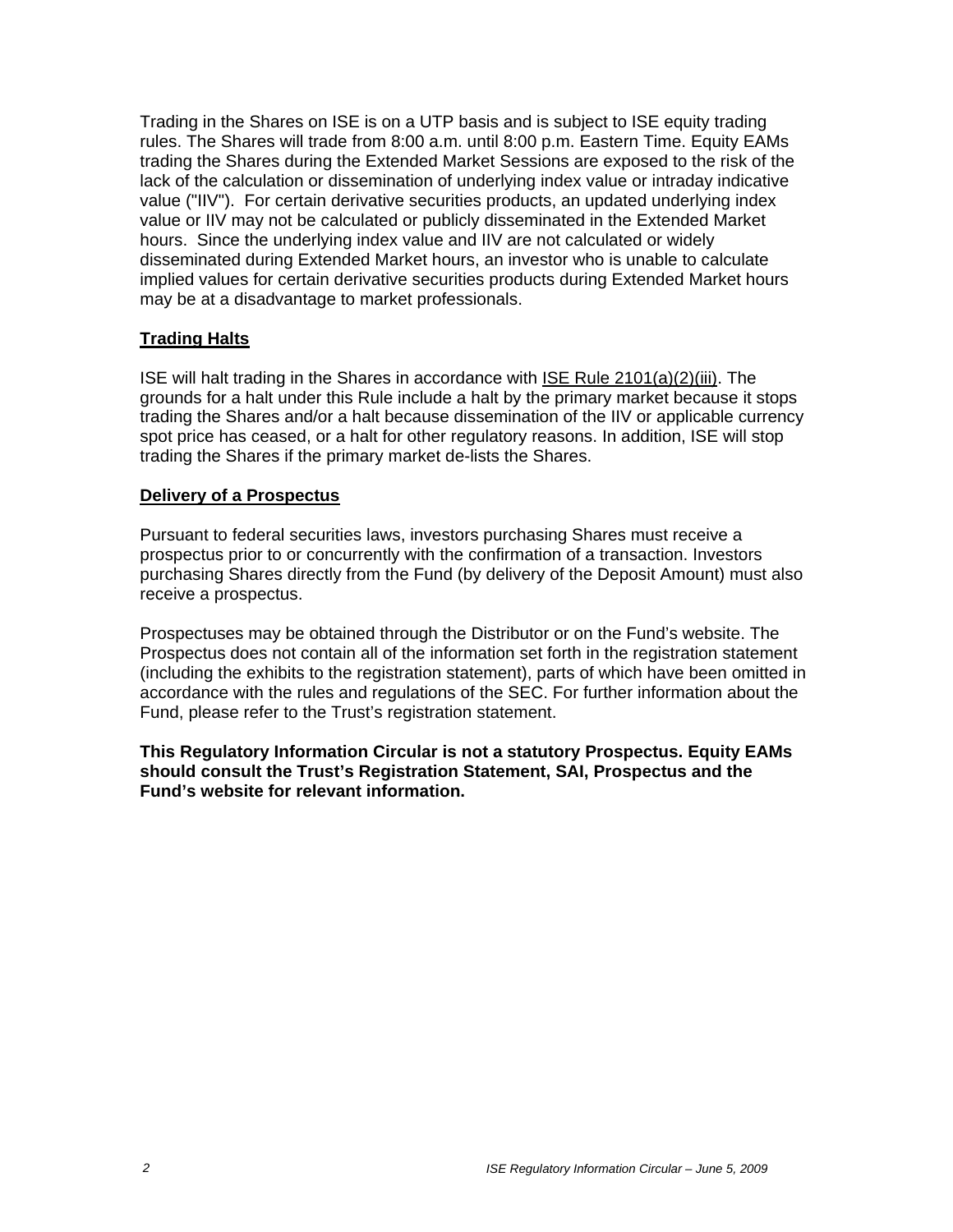Trading in the Shares on ISE is on a UTP basis and is subject to ISE equity trading rules. The Shares will trade from 8:00 a.m. until 8:00 p.m. Eastern Time. Equity EAMs trading the Shares during the Extended Market Sessions are exposed to the risk of the lack of the calculation or dissemination of underlying index value or intraday indicative value ("IIV"). For certain derivative securities products, an updated underlying index value or IIV may not be calculated or publicly disseminated in the Extended Market hours. Since the underlying index value and IIV are not calculated or widely disseminated during Extended Market hours, an investor who is unable to calculate implied values for certain derivative securities products during Extended Market hours may be at a disadvantage to market professionals.

**Trading Halts**

ISE will halt trading in the Shares in accordance with ISE Rule 2101(a)(2)(iii). The grounds for a halt under this Rule include a halt by the primary market because it stops trading the Shares and/or a halt because dissemination of the IIV or applicable currency spot price has ceased, or a halt for other regulatory reasons. In addition, ISE will stop trading the Shares if the primary market de-lists the Shares.

**Delivery of a Prospectus**

Pursuant to federal securities laws, investors purchasing Shares must receive a prospectus prior to or concurrently with the confirmation of a transaction. Investors purchasing Shares directly from the Fund (by delivery of the Deposit Amount) must also receive a prospectus.

Prospectuses may be obtained through the Distributor or on the Fund's website. The Prospectus does not contain all of the information set forth in the registration statement (including the exhibits to the registration statement), parts of which have been omitted in accordance with the rules and regulations of the SEC. For further information about the Fund, please refer to the Trust's registration statement.

**This Regulatory Information Circular is not a statutory Prospectus. Equity EAMs should consult the Trust's Registration Statement, SAI, Prospectus and the Fund's website for relevant information.**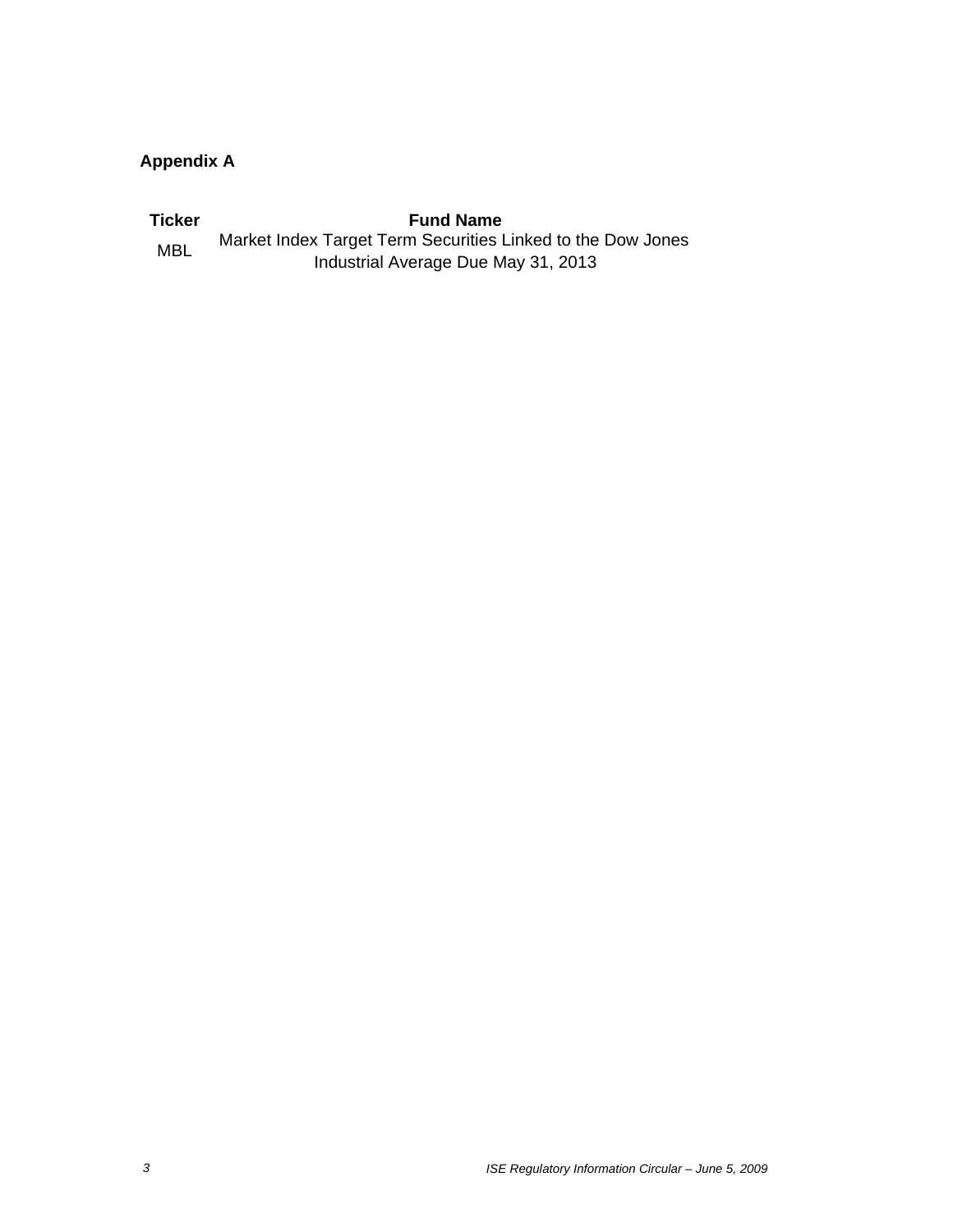**Appendix A**

| Ticker | Fund Name |
|---|---|
| MBL | Market Index Target Term Securities Linked to the Dow Jones Industrial Average Due May 31, 2013 |